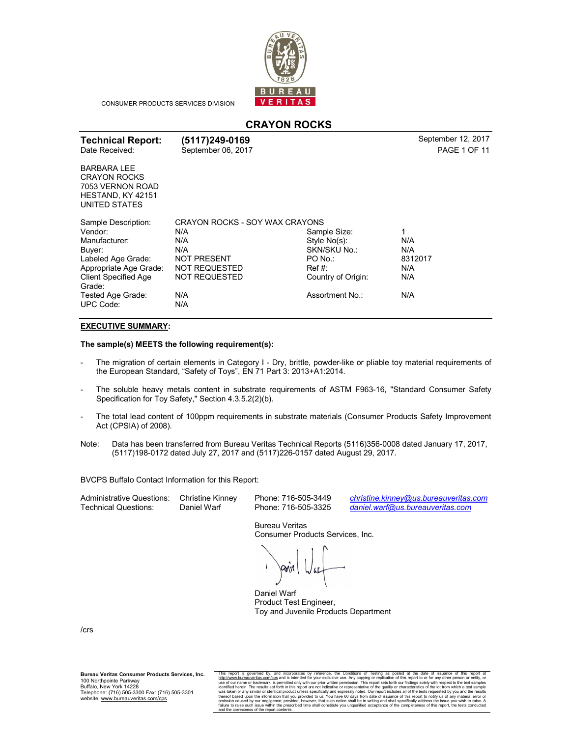CONSUMER PRODUCTS SERVICES DIVISION

# CRAYON ROCKS

**Technical Report:** **(5117)249-0169** September 12, 2017
Date Received: September 06, 2017

BARBARA LEE
CRAYON ROCKS
7053 VERNON ROAD
HESTAND, KY 42151
UNITED STATES

| | | | |
|---|---|---|---|
| Sample Description: | CRAYON ROCKS - SOY WAX CRAYONS | | |
| Vendor: | N/A | Sample Size: | 1 |
| Manufacturer: | N/A | Style No(s): | N/A |
| Buyer: | N/A | SKN/SKU No.: | N/A |
| Labeled Age Grade: | NOT PRESENT | PO No.: | 8312017 |
| Appropriate Age Grade: | NOT REQUESTED | Ref #: | N/A |
| Client Specified Age Grade: | NOT REQUESTED | Country of Origin: | N/A |
| Tested Age Grade: | N/A | Assortment No.: | N/A |
| UPC Code: | N/A | | |

**EXECUTIVE SUMMARY:**

**The sample(s) MEETS the following requirement(s):**

- The migration of certain elements in Category I - Dry, brittle, powder-like or pliable toy material requirements of the European Standard, "Safety of Toys", EN 71 Part 3: 2013+A1:2014.

- The soluble heavy metals content in substrate requirements of ASTM F963-16, "Standard Consumer Safety Specification for Toy Safety," Section 4.3.5.2(2)(b).

- The total lead content of 100ppm requirements in substrate materials (Consumer Products Safety Improvement Act (CPSIA) of 2008).

Note: Data has been transferred from Bureau Veritas Technical Reports (5116)356-0008 dated January 17, 2017, (5117)198-0172 dated July 27, 2017 and (5117)226-0157 dated August 29, 2017.

BVCPS Buffalo Contact Information for this Report:

| | | | |
|---|---|---|---|
| Administrative Questions: | Christine Kinney | Phone: 716-505-3449 | *christine.kinney@us.bureauveritas.com* |
| Technical Questions: | Daniel Warf | Phone: 716-505-3325 | *daniel.warf@us.bureauveritas.com* |

Bureau Veritas
Consumer Products Services, Inc.

Daniel Warf
Product Test Engineer,
Toy and Juvenile Products Department

/crs

**Bureau Veritas Consumer Products Services, Inc.**
100 Northpointe Parkway
Buffalo, New York 14228
Telephone: (716) 505-3300 Fax: (716) 505-3301
website: www.bureauveritas.com/cps

This report is governed by, and incorporates by reference, the Conditions of Testing as posted at the date of issuance of this report at http://www.bureauveritas.com/cps and is intended for your exclusive use. Any copying or replication of this report to or for any other person or entity, or use of our name or trademark, is permitted only with our prior written permission. This report sets forth our findings solely with respect to the test samples identified herein. The results set forth in this report are not indicative or representative of the quality or characteristics of the lot from which a test sample was taken or any similar or identical product unless specifically and expressly noted. Our report includes all of the tests requested by you and the results thereof based upon the information that you provided to us. You have 60 days from date of issuance of this report to notify us of any material error or omission caused by our negligence; provided, however, that such notice shall be in writing and shall specifically address the issue you wish to raise. A failure to raise such issue within the prescribed time shall constitute you unqualified acceptance of the completeness of this report, the tests conducted and the correctness of the report contents.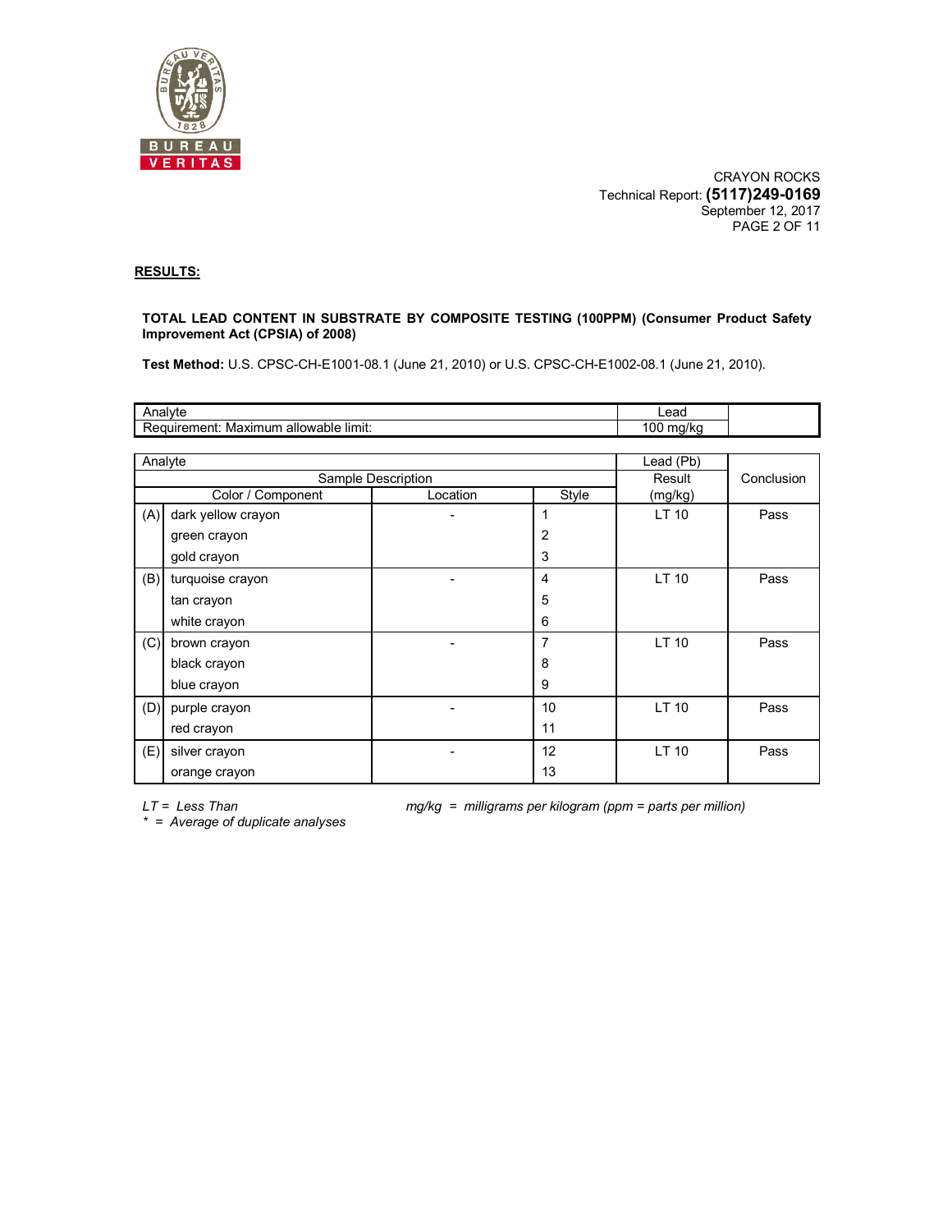CRAYON ROCKS
Technical Report: **(5117)249-0169**
September 12, 2017

## RESULTS:

**TOTAL LEAD CONTENT IN SUBSTRATE BY COMPOSITE TESTING (100PPM) (Consumer Product Safety Improvement Act (CPSIA) of 2008)**

**Test Method:** U.S. CPSC-CH-E1001-08.1 (June 21, 2010) or U.S. CPSC-CH-E1002-08.1 (June 21, 2010).

| Analyte | Lead | |
|---|---|---|
| Requirement: Maximum allowable limit: | 100 mg/kg | |

| | Analyte | | | Lead (Pb) | |
|---|---|---|---|---|---|
| | Sample Description | | | Result | Conclusion |
| | Color / Component | Location | Style | (mg/kg) | |
| (A) | dark yellow crayon | - | 1 | LT 10 | Pass |
| | green crayon | | 2 | | |
| | gold crayon | | 3 | | |
| (B) | turquoise crayon | - | 4 | LT 10 | Pass |
| | tan crayon | | 5 | | |
| | white crayon | | 6 | | |
| (C) | brown crayon | - | 7 | LT 10 | Pass |
| | black crayon | | 8 | | |
| | blue crayon | | 9 | | |
| (D) | purple crayon | - | 10 | LT 10 | Pass |
| | red crayon | | 11 | | |
| (E) | silver crayon | - | 12 | LT 10 | Pass |
| | orange crayon | | 13 | | |

*LT = Less Than*
*\* = Average of duplicate analyses*
*mg/kg = milligrams per kilogram (ppm = parts per million)*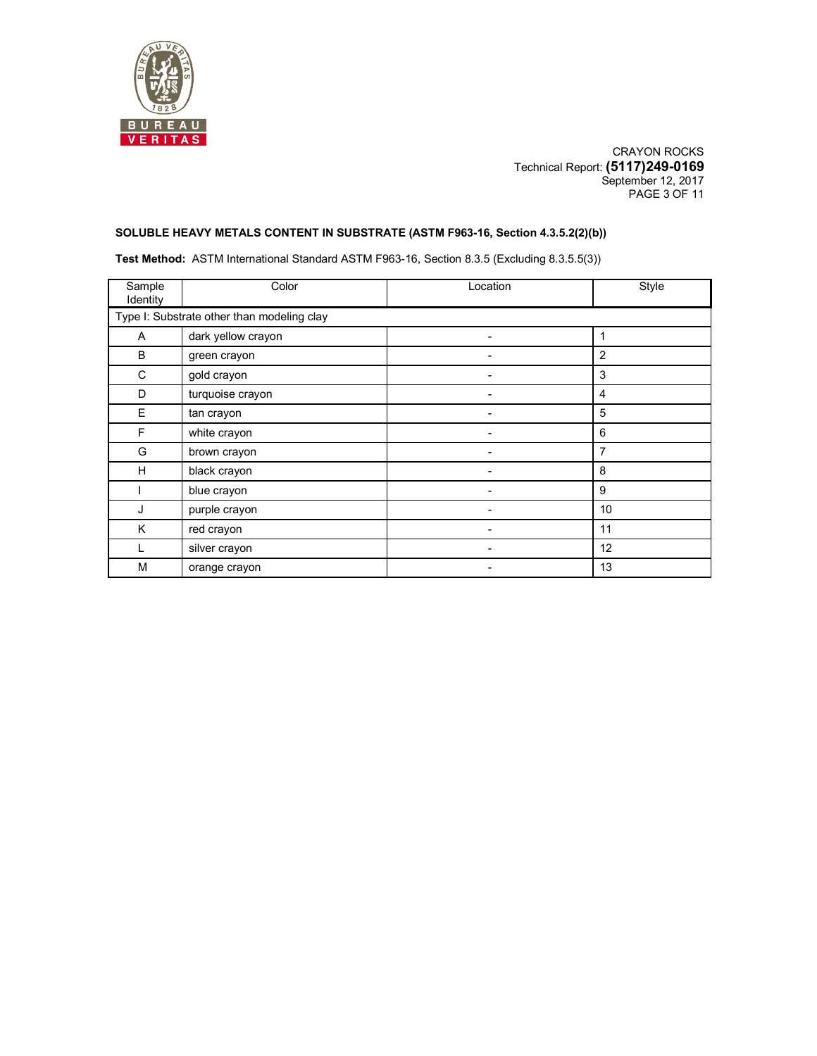CRAYON ROCKS
Technical Report: **(5117)249-0169**
September 12, 2017

**SOLUBLE HEAVY METALS CONTENT IN SUBSTRATE (ASTM F963-16, Section 4.3.5.2(2)(b))**

**Test Method:** ASTM International Standard ASTM F963-16, Section 8.3.5 (Excluding 8.3.5.5(3))

| Sample Identity | Color | Location | Style |
|---|---|---|---|
| Type I: Substrate other than modeling clay | | | |
| A | dark yellow crayon | - | 1 |
| B | green crayon | - | 2 |
| C | gold crayon | - | 3 |
| D | turquoise crayon | - | 4 |
| E | tan crayon | - | 5 |
| F | white crayon | - | 6 |
| G | brown crayon | - | 7 |
| H | black crayon | - | 8 |
| I | blue crayon | - | 9 |
| J | purple crayon | - | 10 |
| K | red crayon | - | 11 |
| L | silver crayon | - | 12 |
| M | orange crayon | - | 13 |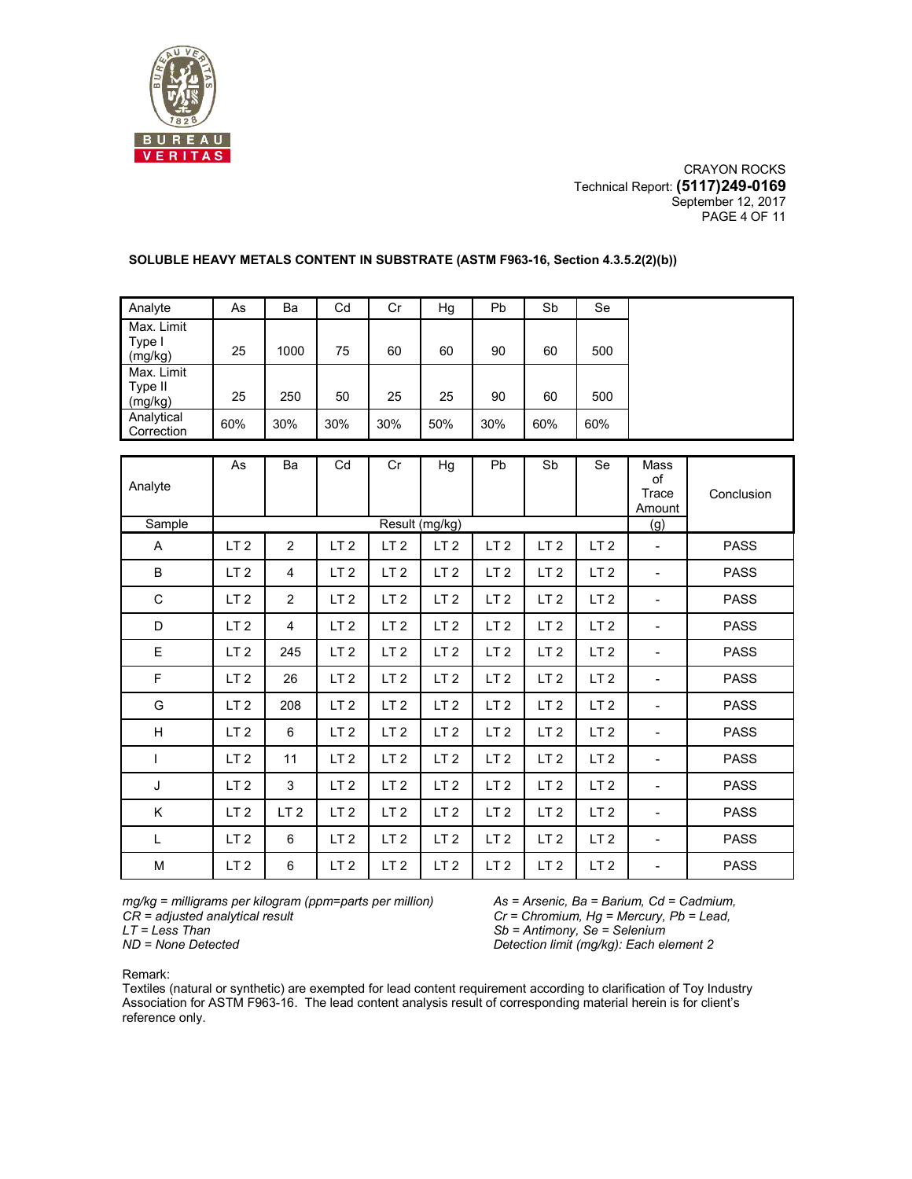CRAYON ROCKS
Technical Report: **(5117)249-0169**
September 12, 2017

**SOLUBLE HEAVY METALS CONTENT IN SUBSTRATE (ASTM F963-16, Section 4.3.5.2(2)(b))**

| Analyte | As | Ba | Cd | Cr | Hg | Pb | Sb | Se |
|---|---|---|---|---|---|---|---|---|
| Max. Limit Type I (mg/kg) | 25 | 1000 | 75 | 60 | 60 | 90 | 60 | 500 |
| Max. Limit Type II (mg/kg) | 25 | 250 | 50 | 25 | 25 | 90 | 60 | 500 |
| Analytical Correction | 60% | 30% | 30% | 30% | 50% | 30% | 60% | 60% |

| Analyte / Sample | As | Ba | Cd | Cr | Hg | Pb | Sb | Se | Mass of Trace Amount (g) | Conclusion |
|---|---|---|---|---|---|---|---|---|---|---|
| | Result (mg/kg) | | | | | | | | | |
| A | LT 2 | 2 | LT 2 | LT 2 | LT 2 | LT 2 | LT 2 | LT 2 | - | PASS |
| B | LT 2 | 4 | LT 2 | LT 2 | LT 2 | LT 2 | LT 2 | LT 2 | - | PASS |
| C | LT 2 | 2 | LT 2 | LT 2 | LT 2 | LT 2 | LT 2 | LT 2 | - | PASS |
| D | LT 2 | 4 | LT 2 | LT 2 | LT 2 | LT 2 | LT 2 | LT 2 | - | PASS |
| E | LT 2 | 245 | LT 2 | LT 2 | LT 2 | LT 2 | LT 2 | LT 2 | - | PASS |
| F | LT 2 | 26 | LT 2 | LT 2 | LT 2 | LT 2 | LT 2 | LT 2 | - | PASS |
| G | LT 2 | 208 | LT 2 | LT 2 | LT 2 | LT 2 | LT 2 | LT 2 | - | PASS |
| H | LT 2 | 6 | LT 2 | LT 2 | LT 2 | LT 2 | LT 2 | LT 2 | - | PASS |
| I | LT 2 | 11 | LT 2 | LT 2 | LT 2 | LT 2 | LT 2 | LT 2 | - | PASS |
| J | LT 2 | 3 | LT 2 | LT 2 | LT 2 | LT 2 | LT 2 | LT 2 | - | PASS |
| K | LT 2 | LT 2 | LT 2 | LT 2 | LT 2 | LT 2 | LT 2 | LT 2 | - | PASS |
| L | LT 2 | 6 | LT 2 | LT 2 | LT 2 | LT 2 | LT 2 | LT 2 | - | PASS |
| M | LT 2 | 6 | LT 2 | LT 2 | LT 2 | LT 2 | LT 2 | LT 2 | - | PASS |

*mg/kg = milligrams per kilogram (ppm=parts per million)*
*CR = adjusted analytical result*
*LT = Less Than*
*ND = None Detected*

*As = Arsenic, Ba = Barium, Cd = Cadmium,*
*Cr = Chromium, Hg = Mercury, Pb = Lead,*
*Sb = Antimony, Se = Selenium*
*Detection limit (mg/kg): Each element 2*

Remark:
Textiles (natural or synthetic) are exempted for lead content requirement according to clarification of Toy Industry Association for ASTM F963-16. The lead content analysis result of corresponding material herein is for client's reference only.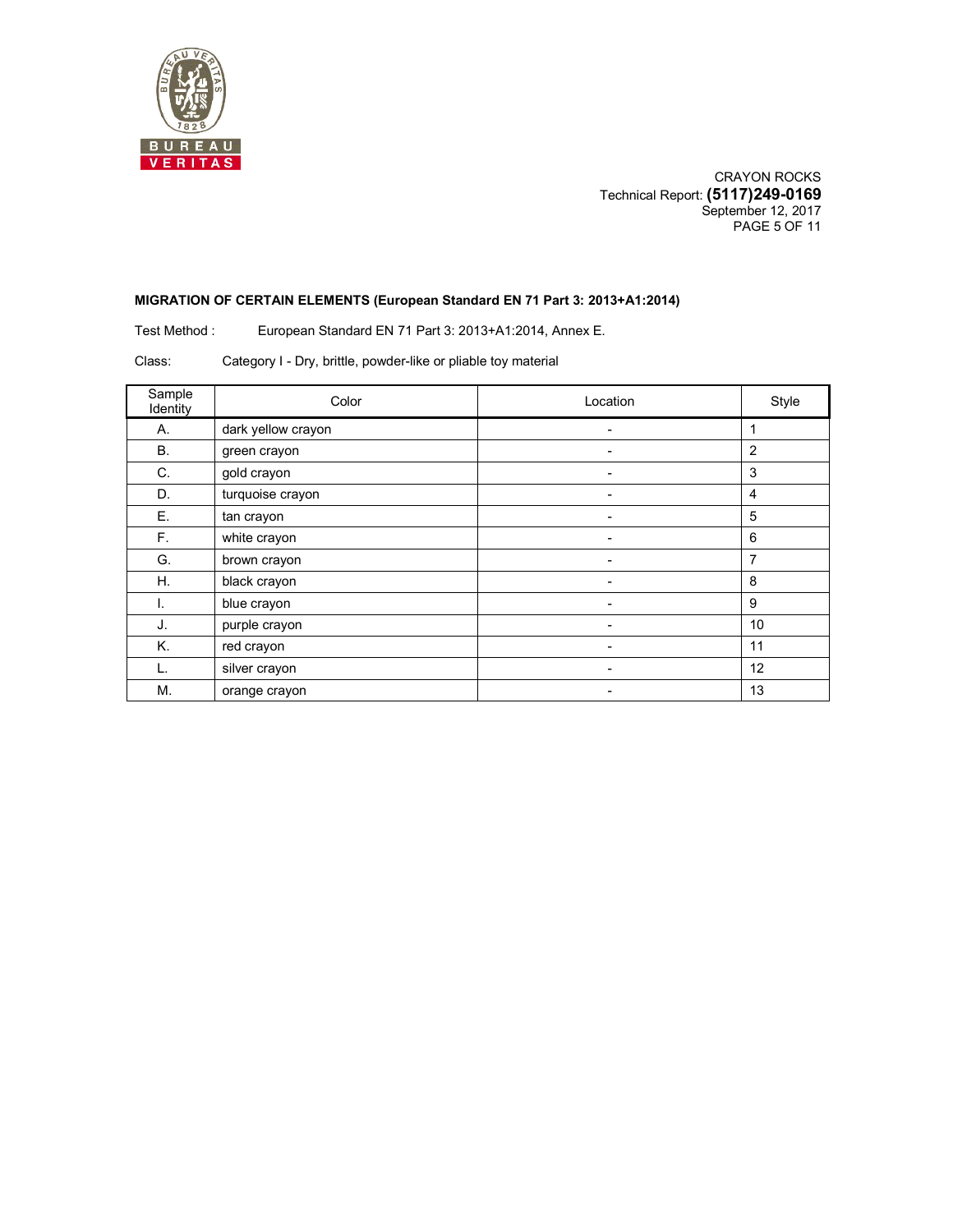**MIGRATION OF CERTAIN ELEMENTS (European Standard EN 71 Part 3: 2013+A1:2014)**

Test Method : European Standard EN 71 Part 3: 2013+A1:2014, Annex E.

Class: Category I - Dry, brittle, powder-like or pliable toy material

| Sample Identity | Color | Location | Style |
|---|---|---|---|
| A. | dark yellow crayon | - | 1 |
| B. | green crayon | - | 2 |
| C. | gold crayon | - | 3 |
| D. | turquoise crayon | - | 4 |
| E. | tan crayon | - | 5 |
| F. | white crayon | - | 6 |
| G. | brown crayon | - | 7 |
| H. | black crayon | - | 8 |
| I. | blue crayon | - | 9 |
| J. | purple crayon | - | 10 |
| K. | red crayon | - | 11 |
| L. | silver crayon | - | 12 |
| M. | orange crayon | - | 13 |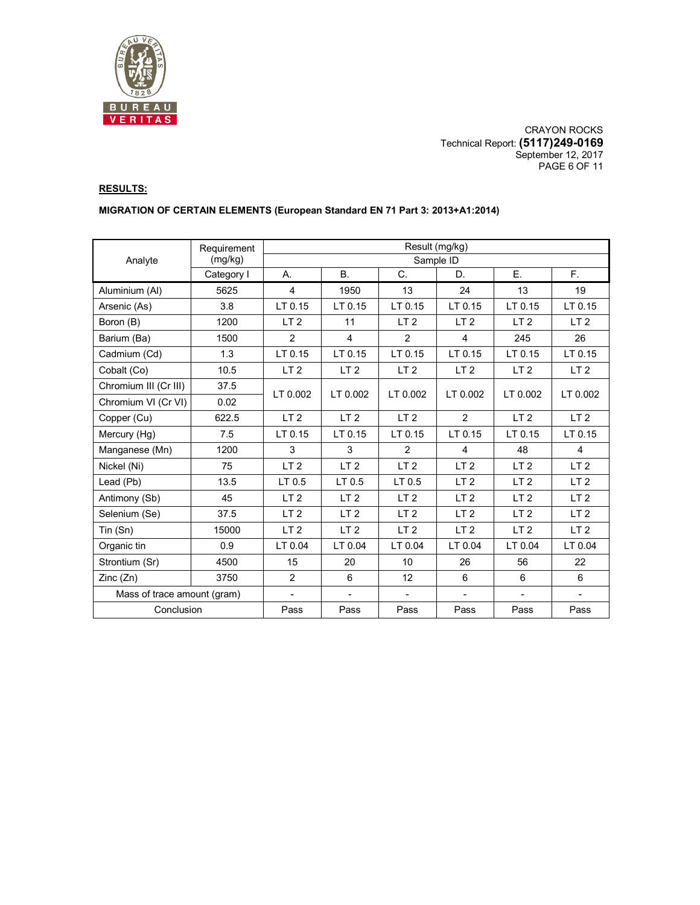CRAYON ROCKS
Technical Report: **(5117)249-0169**
September 12, 2017

**RESULTS:**

**MIGRATION OF CERTAIN ELEMENTS (European Standard EN 71 Part 3: 2013+A1:2014)**

| Analyte | Requirement (mg/kg) | Result (mg/kg) | | | | | |
|---|---|---|---|---|---|---|---|
| | | Sample ID | | | | | |
| | Category I | A. | B. | C. | D. | E. | F. |
| Aluminium (Al) | 5625 | 4 | 1950 | 13 | 24 | 13 | 19 |
| Arsenic (As) | 3.8 | LT 0.15 | LT 0.15 | LT 0.15 | LT 0.15 | LT 0.15 | LT 0.15 |
| Boron (B) | 1200 | LT 2 | 11 | LT 2 | LT 2 | LT 2 | LT 2 |
| Barium (Ba) | 1500 | 2 | 4 | 2 | 4 | 245 | 26 |
| Cadmium (Cd) | 1.3 | LT 0.15 | LT 0.15 | LT 0.15 | LT 0.15 | LT 0.15 | LT 0.15 |
| Cobalt (Co) | 10.5 | LT 2 | LT 2 | LT 2 | LT 2 | LT 2 | LT 2 |
| Chromium III (Cr III) | 37.5 | LT 0.002 | LT 0.002 | LT 0.002 | LT 0.002 | LT 0.002 | LT 0.002 |
| Chromium VI (Cr VI) | 0.02 | | | | | | |
| Copper (Cu) | 622.5 | LT 2 | LT 2 | LT 2 | 2 | LT 2 | LT 2 |
| Mercury (Hg) | 7.5 | LT 0.15 | LT 0.15 | LT 0.15 | LT 0.15 | LT 0.15 | LT 0.15 |
| Manganese (Mn) | 1200 | 3 | 3 | 2 | 4 | 48 | 4 |
| Nickel (Ni) | 75 | LT 2 | LT 2 | LT 2 | LT 2 | LT 2 | LT 2 |
| Lead (Pb) | 13.5 | LT 0.5 | LT 0.5 | LT 0.5 | LT 2 | LT 2 | LT 2 |
| Antimony (Sb) | 45 | LT 2 | LT 2 | LT 2 | LT 2 | LT 2 | LT 2 |
| Selenium (Se) | 37.5 | LT 2 | LT 2 | LT 2 | LT 2 | LT 2 | LT 2 |
| Tin (Sn) | 15000 | LT 2 | LT 2 | LT 2 | LT 2 | LT 2 | LT 2 |
| Organic tin | 0.9 | LT 0.04 | LT 0.04 | LT 0.04 | LT 0.04 | LT 0.04 | LT 0.04 |
| Strontium (Sr) | 4500 | 15 | 20 | 10 | 26 | 56 | 22 |
| Zinc (Zn) | 3750 | 2 | 6 | 12 | 6 | 6 | 6 |
| Mass of trace amount (gram) | | - | - | - | - | - | - |
| Conclusion | | Pass | Pass | Pass | Pass | Pass | Pass |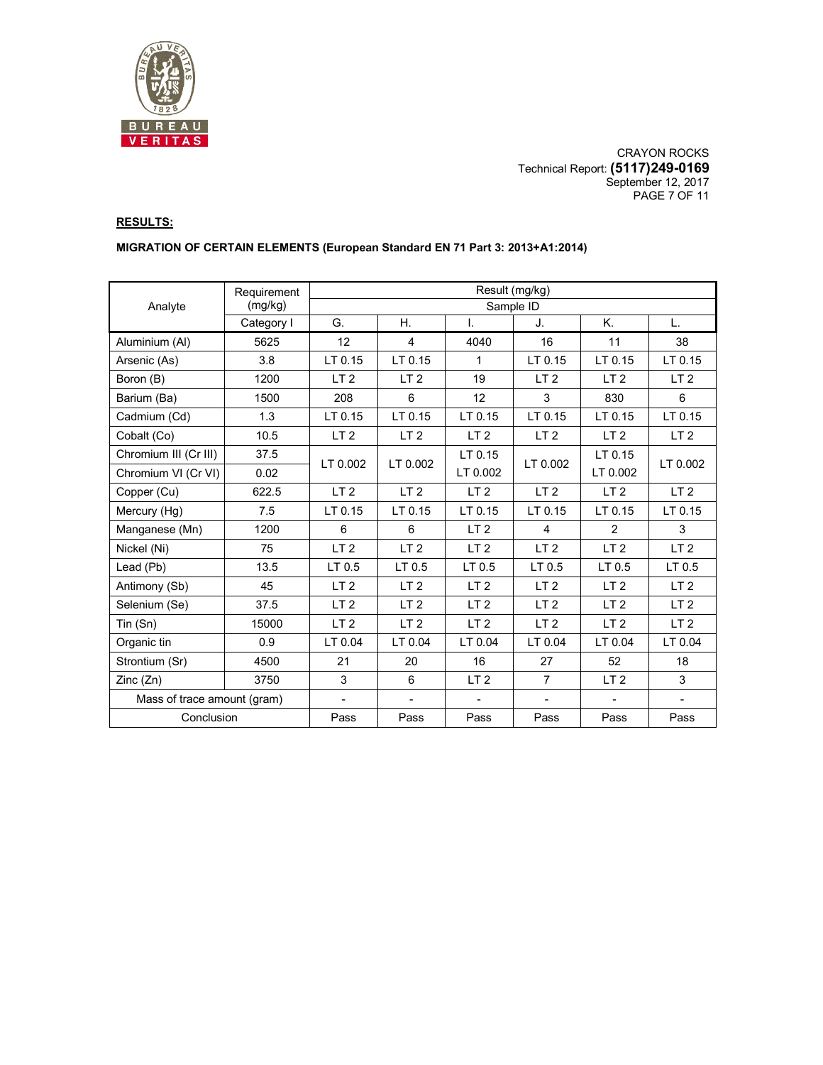CRAYON ROCKS
Technical Report: **(5117)249-0169**
September 12, 2017

**RESULTS:**

**MIGRATION OF CERTAIN ELEMENTS (European Standard EN 71 Part 3: 2013+A1:2014)**

| Analyte | Requirement (mg/kg) | Result (mg/kg) | | | | | |
|---|---|---|---|---|---|---|---|
| | | Sample ID | | | | | |
| | Category I | G. | H. | I. | J. | K. | L. |
| Aluminium (Al) | 5625 | 12 | 4 | 4040 | 16 | 11 | 38 |
| Arsenic (As) | 3.8 | LT 0.15 | LT 0.15 | 1 | LT 0.15 | LT 0.15 | LT 0.15 |
| Boron (B) | 1200 | LT 2 | LT 2 | 19 | LT 2 | LT 2 | LT 2 |
| Barium (Ba) | 1500 | 208 | 6 | 12 | 3 | 830 | 6 |
| Cadmium (Cd) | 1.3 | LT 0.15 | LT 0.15 | LT 0.15 | LT 0.15 | LT 0.15 | LT 0.15 |
| Cobalt (Co) | 10.5 | LT 2 | LT 2 | LT 2 | LT 2 | LT 2 | LT 2 |
| Chromium III (Cr III) | 37.5 | LT 0.002 | LT 0.002 | LT 0.15 | LT 0.002 | LT 0.15 | LT 0.002 |
| Chromium VI (Cr VI) | 0.02 | | | LT 0.002 | | LT 0.002 | |
| Copper (Cu) | 622.5 | LT 2 | LT 2 | LT 2 | LT 2 | LT 2 | LT 2 |
| Mercury (Hg) | 7.5 | LT 0.15 | LT 0.15 | LT 0.15 | LT 0.15 | LT 0.15 | LT 0.15 |
| Manganese (Mn) | 1200 | 6 | 6 | LT 2 | 4 | 2 | 3 |
| Nickel (Ni) | 75 | LT 2 | LT 2 | LT 2 | LT 2 | LT 2 | LT 2 |
| Lead (Pb) | 13.5 | LT 0.5 | LT 0.5 | LT 0.5 | LT 0.5 | LT 0.5 | LT 0.5 |
| Antimony (Sb) | 45 | LT 2 | LT 2 | LT 2 | LT 2 | LT 2 | LT 2 |
| Selenium (Se) | 37.5 | LT 2 | LT 2 | LT 2 | LT 2 | LT 2 | LT 2 |
| Tin (Sn) | 15000 | LT 2 | LT 2 | LT 2 | LT 2 | LT 2 | LT 2 |
| Organic tin | 0.9 | LT 0.04 | LT 0.04 | LT 0.04 | LT 0.04 | LT 0.04 | LT 0.04 |
| Strontium (Sr) | 4500 | 21 | 20 | 16 | 27 | 52 | 18 |
| Zinc (Zn) | 3750 | 3 | 6 | LT 2 | 7 | LT 2 | 3 |
| Mass of trace amount (gram) | | - | - | - | - | - | - |
| Conclusion | | Pass | Pass | Pass | Pass | Pass | Pass |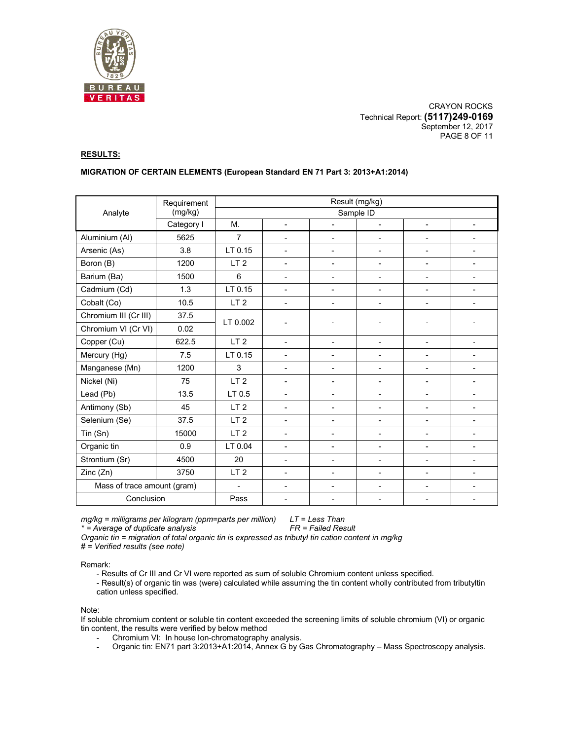CRAYON ROCKS
Technical Report: **(5117)249-0169**
September 12, 2017

**RESULTS:**

**MIGRATION OF CERTAIN ELEMENTS (European Standard EN 71 Part 3: 2013+A1:2014)**

| Analyte | Requirement (mg/kg) | Result (mg/kg) | | | | | |
|---|---|---|---|---|---|---|---|
| | | Sample ID | | | | | |
| | Category I | M. | - | - | - | - | - |
| Aluminium (Al) | 5625 | 7 | - | - | - | - | - |
| Arsenic (As) | 3.8 | LT 0.15 | - | - | - | - | - |
| Boron (B) | 1200 | LT 2 | - | - | - | - | - |
| Barium (Ba) | 1500 | 6 | - | - | - | - | - |
| Cadmium (Cd) | 1.3 | LT 0.15 | - | - | - | - | - |
| Cobalt (Co) | 10.5 | LT 2 | - | - | - | - | - |
| Chromium III (Cr III) | 37.5 | LT 0.002 | - | - | - | - | - |
| Chromium VI (Cr VI) | 0.02 | | | | | | |
| Copper (Cu) | 622.5 | LT 2 | - | - | - | - | - |
| Mercury (Hg) | 7.5 | LT 0.15 | - | - | - | - | - |
| Manganese (Mn) | 1200 | 3 | - | - | - | - | - |
| Nickel (Ni) | 75 | LT 2 | - | - | - | - | - |
| Lead (Pb) | 13.5 | LT 0.5 | - | - | - | - | - |
| Antimony (Sb) | 45 | LT 2 | - | - | - | - | - |
| Selenium (Se) | 37.5 | LT 2 | - | - | - | - | - |
| Tin (Sn) | 15000 | LT 2 | - | - | - | - | - |
| Organic tin | 0.9 | LT 0.04 | - | - | - | - | - |
| Strontium (Sr) | 4500 | 20 | - | - | - | - | - |
| Zinc (Zn) | 3750 | LT 2 | - | - | - | - | - |
| Mass of trace amount (gram) | | - | - | - | - | - | - |
| Conclusion | | Pass | - | - | - | - | - |

*mg/kg = milligrams per kilogram (ppm=parts per million)* *LT = Less Than*
*\* = Average of duplicate analysis* *FR = Failed Result*
*Organic tin = migration of total organic tin is expressed as tributyl tin cation content in mg/kg*
*# = Verified results (see note)*

Remark:

- Results of Cr III and Cr VI were reported as sum of soluble Chromium content unless specified.
- Result(s) of organic tin was (were) calculated while assuming the tin content wholly contributed from tributyltin cation unless specified.

Note:
If soluble chromium content or soluble tin content exceeded the screening limits of soluble chromium (VI) or organic tin content, the results were verified by below method

- Chromium VI: In house Ion-chromatography analysis.
- Organic tin: EN71 part 3:2013+A1:2014, Annex G by Gas Chromatography – Mass Spectroscopy analysis.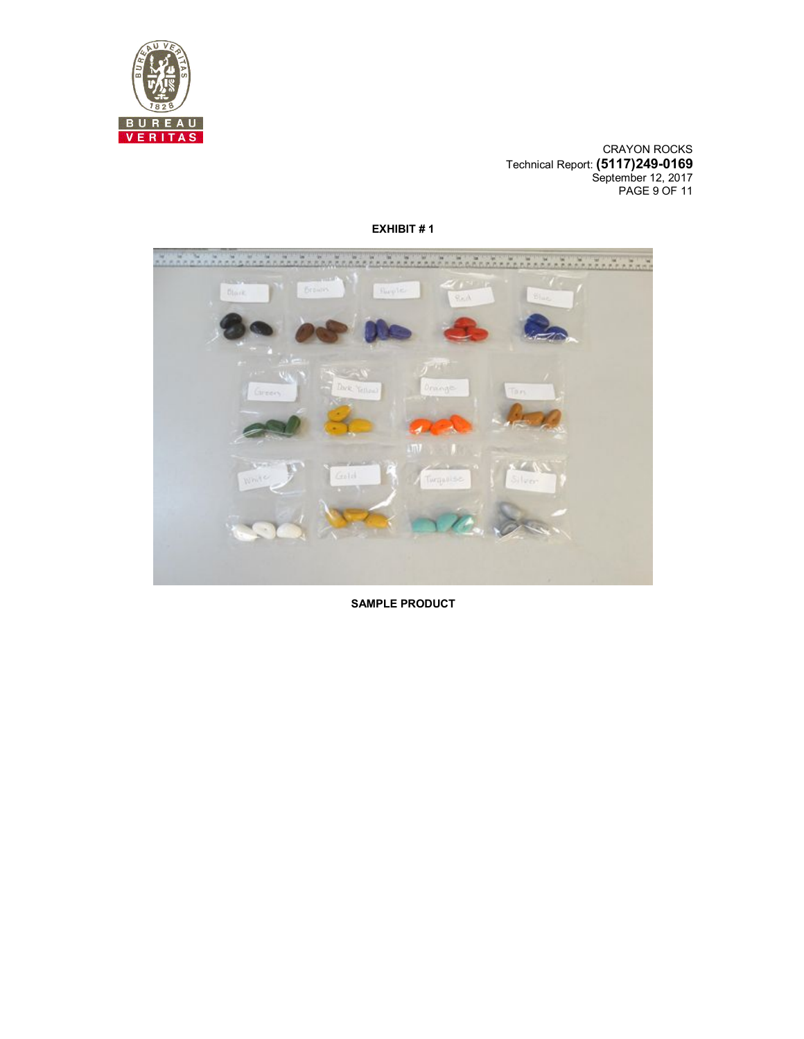CRAYON ROCKS
Technical Report: **(5117)249-0169**
September 12, 2017

**EXHIBIT # 1**

**SAMPLE PRODUCT**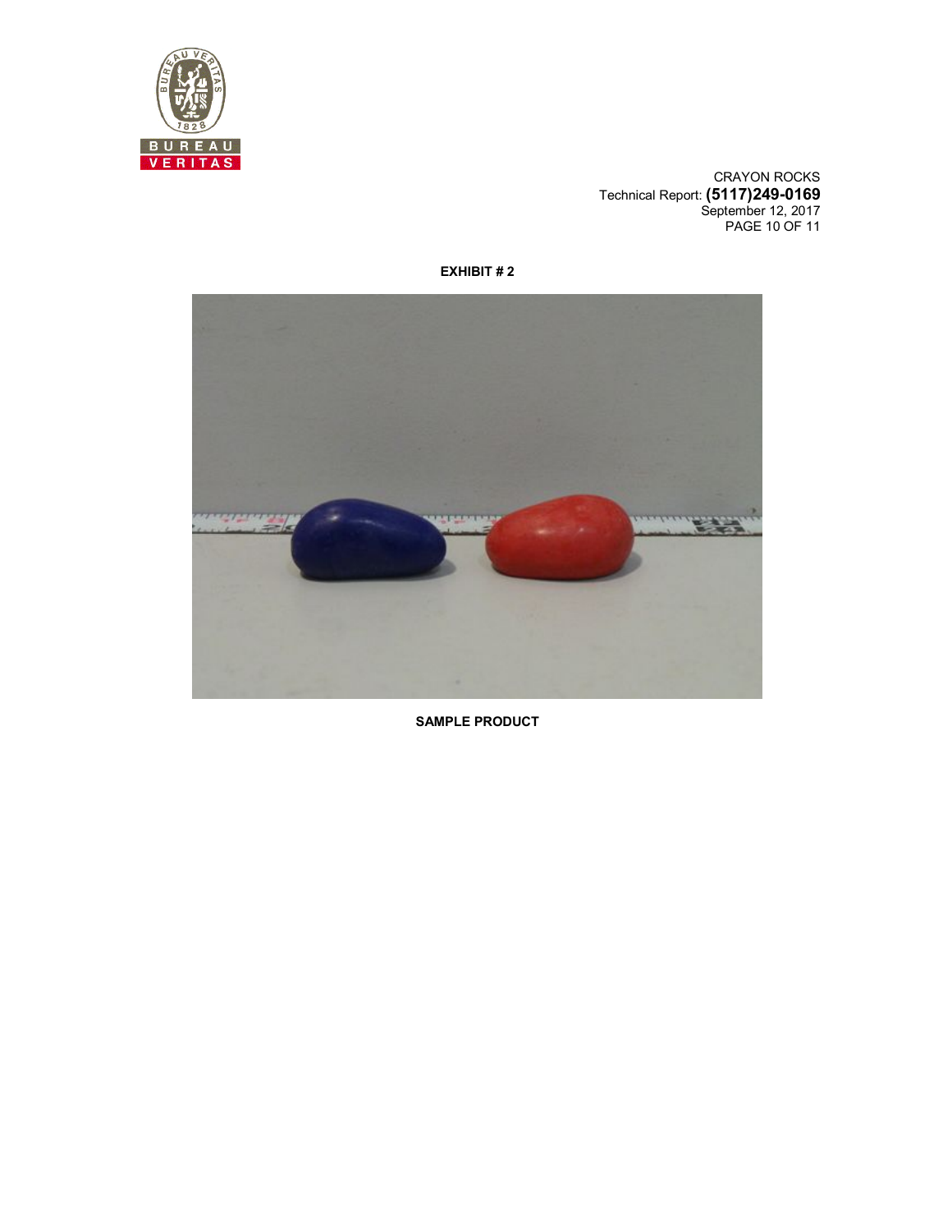CRAYON ROCKS
Technical Report: **(5117)249-0169**
September 12, 2017

**EXHIBIT # 2**

**SAMPLE PRODUCT**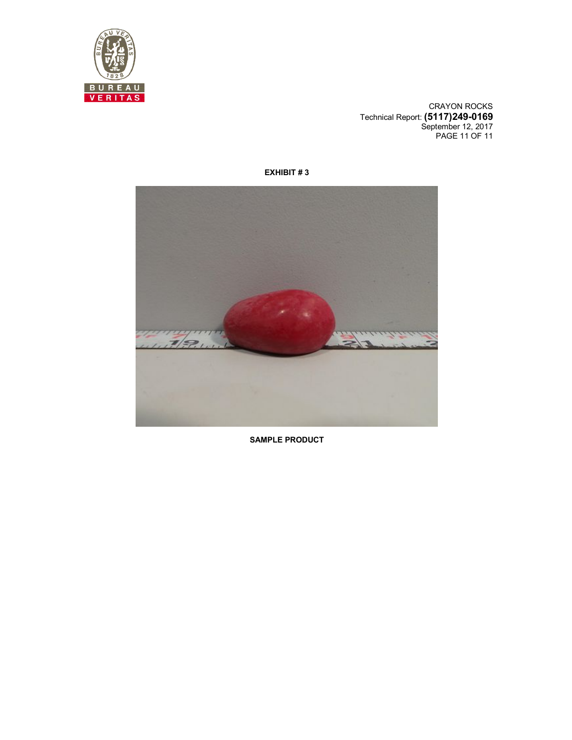**EXHIBIT # 3**

**SAMPLE PRODUCT**